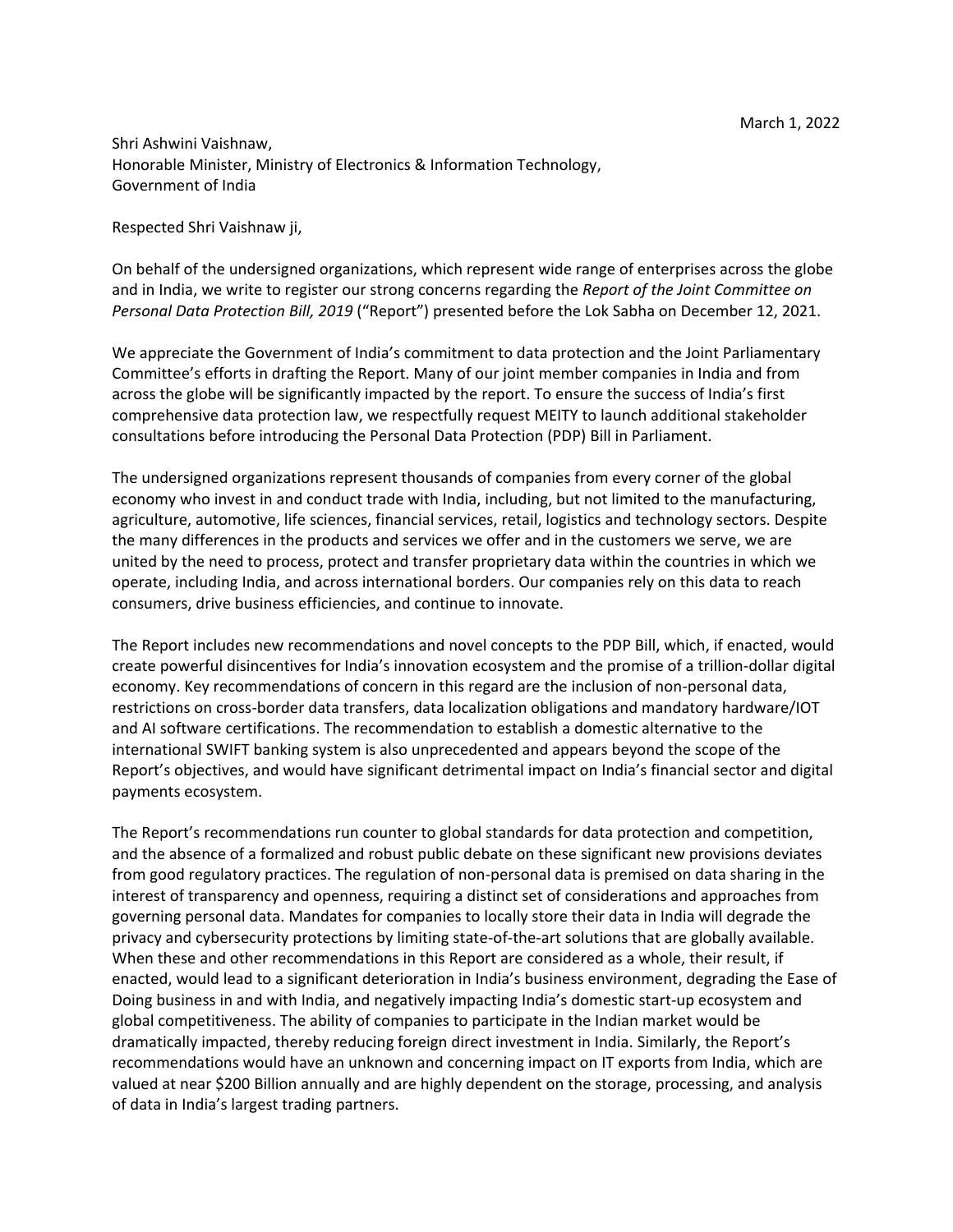March 1, 2022

Shri Ashwini Vaishnaw,
Honorable Minister, Ministry of Electronics & Information Technology,
Government of India

Respected Shri Vaishnaw ji,

On behalf of the undersigned organizations, which represent wide range of enterprises across the globe and in India, we write to register our strong concerns regarding the *Report of the Joint Committee on Personal Data Protection Bill, 2019* ("Report") presented before the Lok Sabha on December 12, 2021.

We appreciate the Government of India's commitment to data protection and the Joint Parliamentary Committee's efforts in drafting the Report. Many of our joint member companies in India and from across the globe will be significantly impacted by the report. To ensure the success of India's first comprehensive data protection law, we respectfully request MEITY to launch additional stakeholder consultations before introducing the Personal Data Protection (PDP) Bill in Parliament.

The undersigned organizations represent thousands of companies from every corner of the global economy who invest in and conduct trade with India, including, but not limited to the manufacturing, agriculture, automotive, life sciences, financial services, retail, logistics and technology sectors. Despite the many differences in the products and services we offer and in the customers we serve, we are united by the need to process, protect and transfer proprietary data within the countries in which we operate, including India, and across international borders. Our companies rely on this data to reach consumers, drive business efficiencies, and continue to innovate.

The Report includes new recommendations and novel concepts to the PDP Bill, which, if enacted, would create powerful disincentives for India's innovation ecosystem and the promise of a trillion-dollar digital economy. Key recommendations of concern in this regard are the inclusion of non-personal data, restrictions on cross-border data transfers, data localization obligations and mandatory hardware/IOT and AI software certifications. The recommendation to establish a domestic alternative to the international SWIFT banking system is also unprecedented and appears beyond the scope of the Report's objectives, and would have significant detrimental impact on India's financial sector and digital payments ecosystem.

The Report's recommendations run counter to global standards for data protection and competition, and the absence of a formalized and robust public debate on these significant new provisions deviates from good regulatory practices. The regulation of non-personal data is premised on data sharing in the interest of transparency and openness, requiring a distinct set of considerations and approaches from governing personal data. Mandates for companies to locally store their data in India will degrade the privacy and cybersecurity protections by limiting state-of-the-art solutions that are globally available. When these and other recommendations in this Report are considered as a whole, their result, if enacted, would lead to a significant deterioration in India's business environment, degrading the Ease of Doing business in and with India, and negatively impacting India's domestic start-up ecosystem and global competitiveness. The ability of companies to participate in the Indian market would be dramatically impacted, thereby reducing foreign direct investment in India. Similarly, the Report's recommendations would have an unknown and concerning impact on IT exports from India, which are valued at near $200 Billion annually and are highly dependent on the storage, processing, and analysis of data in India's largest trading partners.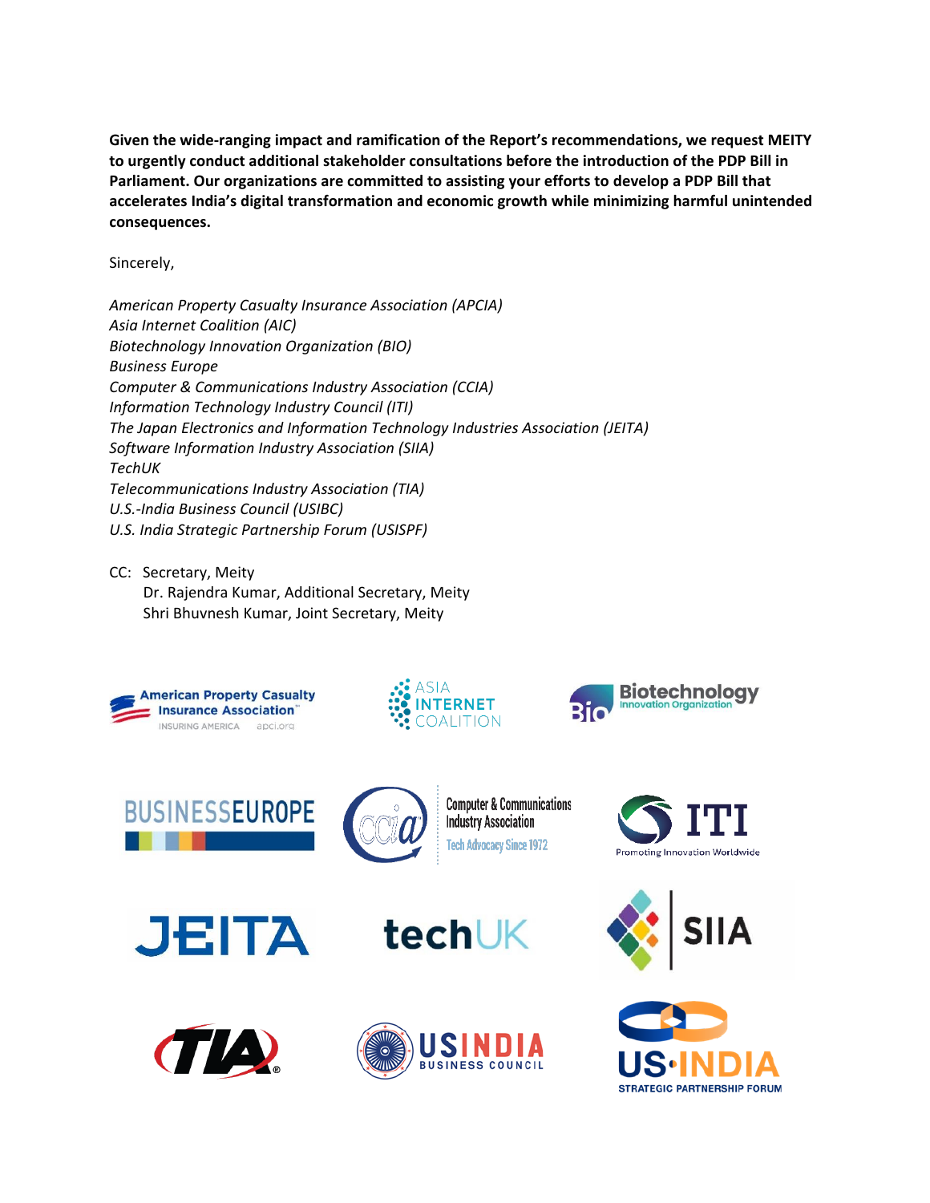**Given the wide-ranging impact and ramification of the Report's recommendations, we request MEITY to urgently conduct additional stakeholder consultations before the introduction of the PDP Bill in Parliament. Our organizations are committed to assisting your efforts to develop a PDP Bill that accelerates India's digital transformation and economic growth while minimizing harmful unintended consequences.**

Sincerely,

*American Property Casualty Insurance Association (APCIA)*
*Asia Internet Coalition (AIC)*
*Biotechnology Innovation Organization (BIO)*
*Business Europe*
*Computer & Communications Industry Association (CCIA)*
*Information Technology Industry Council (ITI)*
*The Japan Electronics and Information Technology Industries Association (JEITA)*
*Software Information Industry Association (SIIA)*
*TechUK*
*Telecommunications Industry Association (TIA)*
*U.S.-India Business Council (USIBC)*
*U.S. India Strategic Partnership Forum (USISPF)*

CC: Secretary, Meity
Dr. Rajendra Kumar, Additional Secretary, Meity
Shri Bhuvnesh Kumar, Joint Secretary, Meity